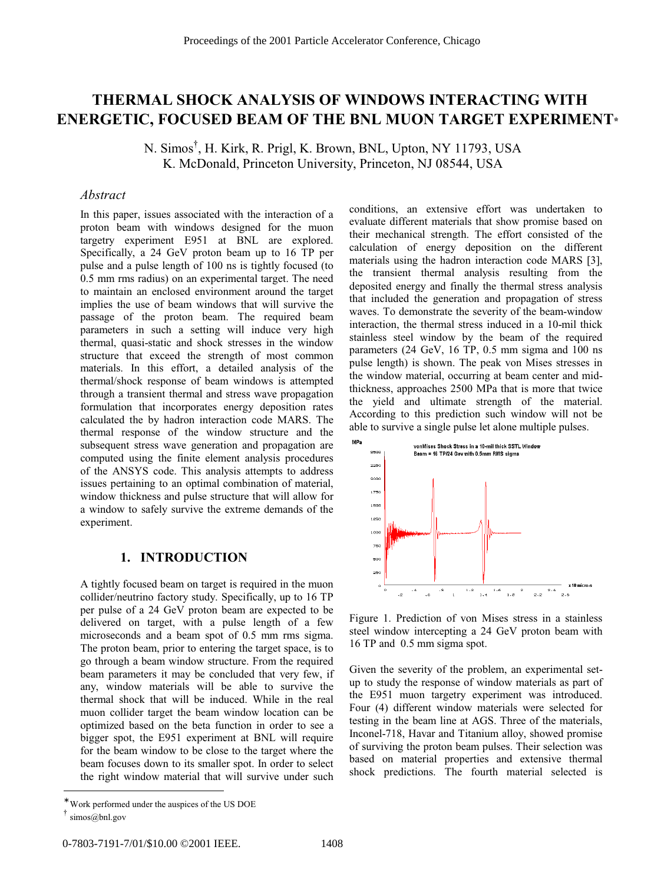# THERMAL SHOCK ANALYSIS OF WINDOWS INTERACTING WITH ENERGETIC, FOCUSED BEAM OF THE BNL MUON TARGET EXPERIMENT*

N. Simos†, H. Kirk, R. Prigl, K. Brown, BNL, Upton, NY 11793, USA
K. McDonald, Princeton University, Princeton, NJ 08544, USA

## *Abstract*

In this paper, issues associated with the interaction of a proton beam with windows designed for the muon targetry experiment E951 at BNL are explored. Specifically, a 24 GeV proton beam up to 16 TP per pulse and a pulse length of 100 ns is tightly focused (to 0.5 mm rms radius) on an experimental target. The need to maintain an enclosed environment around the target implies the use of beam windows that will survive the passage of the proton beam. The required beam parameters in such a setting will induce very high thermal, quasi-static and shock stresses in the window structure that exceed the strength of most common materials. In this effort, a detailed analysis of the thermal/shock response of beam windows is attempted through a transient thermal and stress wave propagation formulation that incorporates energy deposition rates calculated the by hadron interaction code MARS. The thermal response of the window structure and the subsequent stress wave generation and propagation are computed using the finite element analysis procedures of the ANSYS code. This analysis attempts to address issues pertaining to an optimal combination of material, window thickness and pulse structure that will allow for a window to safely survive the extreme demands of the experiment.

## 1. INTRODUCTION

A tightly focused beam on target is required in the muon collider/neutrino factory study. Specifically, up to 16 TP per pulse of a 24 GeV proton beam are expected to be delivered on target, with a pulse length of a few microseconds and a beam spot of 0.5 mm rms sigma. The proton beam, prior to entering the target space, is to go through a beam window structure. From the required beam parameters it may be concluded that very few, if any, window materials will be able to survive the thermal shock that will be induced. While in the real muon collider target the beam window location can be optimized based on the beta function in order to see a bigger spot, the E951 experiment at BNL will require for the beam window to be close to the target where the beam focuses down to its smaller spot. In order to select the right window material that will survive under such conditions, an extensive effort was undertaken to evaluate different materials that show promise based on their mechanical strength. The effort consisted of the calculation of energy deposition on the different materials using the hadron interaction code MARS [3], the transient thermal analysis resulting from the deposited energy and finally the thermal stress analysis that included the generation and propagation of stress waves. To demonstrate the severity of the beam-window interaction, the thermal stress induced in a 10-mil thick stainless steel window by the beam of the required parameters (24 GeV, 16 TP, 0.5 mm sigma and 100 ns pulse length) is shown. The peak von Mises stresses in the window material, occurring at beam center and mid-thickness, approaches 2500 MPa that is more that twice the yield and ultimate strength of the material. According to this prediction such window will not be able to survive a single pulse let alone multiple pulses.

Figure 1. Prediction of von Mises stress in a stainless steel window intercepting a 24 GeV proton beam with 16 TP and 0.5 mm sigma spot.

Given the severity of the problem, an experimental set-up to study the response of window materials as part of the E951 muon targetry experiment was introduced. Four (4) different window materials were selected for testing in the beam line at AGS. Three of the materials, Inconel-718, Havar and Titanium alloy, showed promise of surviving the proton beam pulses. Their selection was based on material properties and extensive thermal shock predictions. The fourth material selected is

---

* Work performed under the auspices of the US DOE

† simos@bnl.gov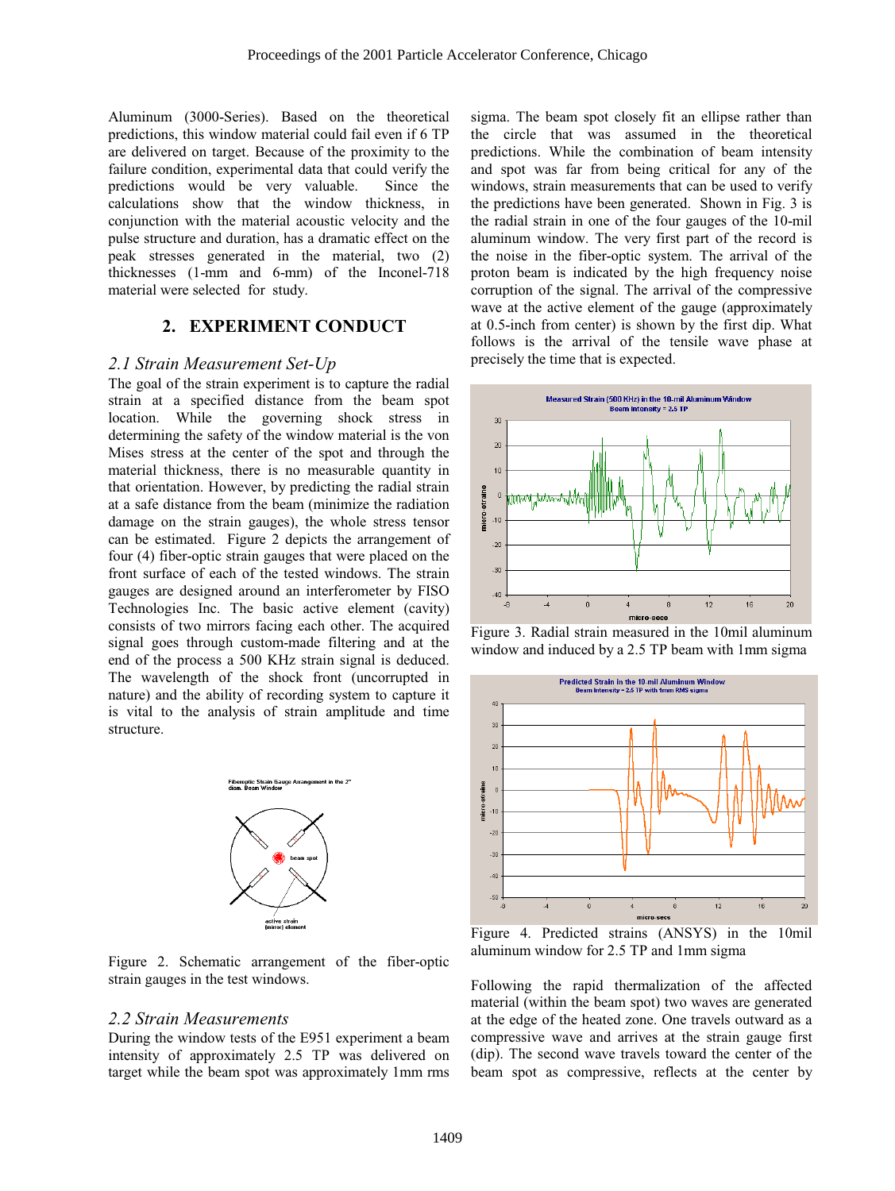Aluminum (3000-Series). Based on the theoretical predictions, this window material could fail even if 6 TP are delivered on target. Because of the proximity to the failure condition, experimental data that could verify the predictions would be very valuable. Since the calculations show that the window thickness, in conjunction with the material acoustic velocity and the pulse structure and duration, has a dramatic effect on the peak stresses generated in the material, two (2) thicknesses (1-mm and 6-mm) of the Inconel-718 material were selected for study.

## 2. EXPERIMENT CONDUCT

### *2.1 Strain Measurement Set-Up*

The goal of the strain experiment is to capture the radial strain at a specified distance from the beam spot location. While the governing shock stress in determining the safety of the window material is the von Mises stress at the center of the spot and through the material thickness, there is no measurable quantity in that orientation. However, by predicting the radial strain at a safe distance from the beam (minimize the radiation damage on the strain gauges), the whole stress tensor can be estimated. Figure 2 depicts the arrangement of four (4) fiber-optic strain gauges that were placed on the front surface of each of the tested windows. The strain gauges are designed around an interferometer by FISO Technologies Inc. The basic active element (cavity) consists of two mirrors facing each other. The acquired signal goes through custom-made filtering and at the end of the process a 500 KHz strain signal is deduced. The wavelength of the shock front (uncorrupted in nature) and the ability of recording system to capture it is vital to the analysis of strain amplitude and time structure.

Figure 2. Schematic arrangement of the fiber-optic strain gauges in the test windows.

### *2.2 Strain Measurements*

During the window tests of the E951 experiment a beam intensity of approximately 2.5 TP was delivered on target while the beam spot was approximately 1mm rms sigma. The beam spot closely fit an ellipse rather than the circle that was assumed in the theoretical predictions. While the combination of beam intensity and spot was far from being critical for any of the windows, strain measurements that can be used to verify the predictions have been generated. Shown in Fig. 3 is the radial strain in one of the four gauges of the 10-mil aluminum window. The very first part of the record is the noise in the fiber-optic system. The arrival of the proton beam is indicated by the high frequency noise corruption of the signal. The arrival of the compressive wave at the active element of the gauge (approximately at 0.5-inch from center) is shown by the first dip. What follows is the arrival of the tensile wave phase at precisely the time that is expected.

Figure 3. Radial strain measured in the 10mil aluminum window and induced by a 2.5 TP beam with 1mm sigma

Figure 4. Predicted strains (ANSYS) in the 10mil aluminum window for 2.5 TP and 1mm sigma

Following the rapid thermalization of the affected material (within the beam spot) two waves are generated at the edge of the heated zone. One travels outward as a compressive wave and arrives at the strain gauge first (dip). The second wave travels toward the center of the beam spot as compressive, reflects at the center by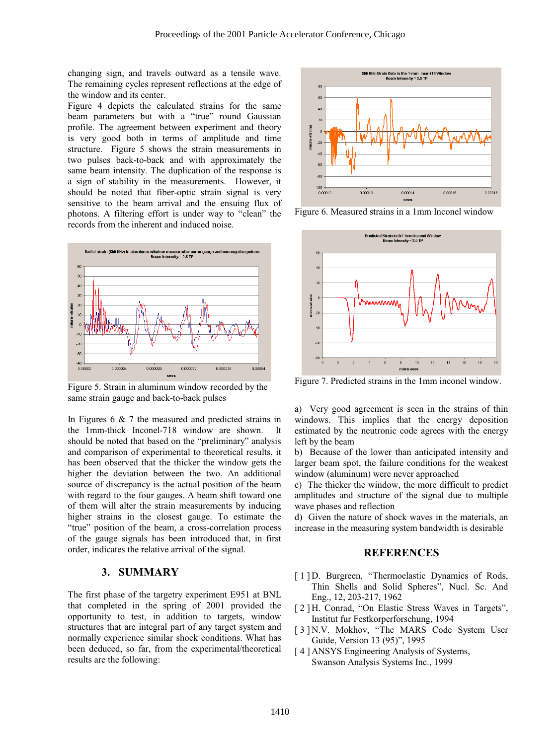changing sign, and travels outward as a tensile wave. The remaining cycles represent reflections at the edge of the window and its center.

Figure 4 depicts the calculated strains for the same beam parameters but with a "true" round Gaussian profile. The agreement between experiment and theory is very good both in terms of amplitude and time structure. Figure 5 shows the strain measurements in two pulses back-to-back and with approximately the same beam intensity. The duplication of the response is a sign of stability in the measurements. However, it should be noted that fiber-optic strain signal is very sensitive to the beam arrival and the ensuing flux of photons. A filtering effort is under way to "clean" the records from the inherent and induced noise.

Radial strain (500 KHz) in aluminum window measured at same gauge and consequtive pulses
Beam Intensity = 2.5 TP
micro-strains
secs

Figure 5. Strain in aluminum window recorded by the same strain gauge and back-to-back pulses

In Figures 6 & 7 the measured and predicted strains in the 1mm-thick Inconel-718 window are shown. It should be noted that based on the "preliminary" analysis and comparison of experimental to theoretical results, it has been observed that the thicker the window gets the higher the deviation between the two. An additional source of discrepancy is the actual position of the beam with regard to the four gauges. A beam shift toward one of them will alter the strain measurements by inducing higher strains in the closest gauge. To estimate the "true" position of the beam, a cross-correlation process of the gauge signals has been introduced that, in first order, indicates the relative arrival of the signal.

## 3. SUMMARY

The first phase of the targetry experiment E951 at BNL that completed in the spring of 2001 provided the opportunity to test, in addition to targets, window structures that are integral part of any target system and normally experience similar shock conditions. What has been deduced, so far, from the experimental/theoretical results are the following:

500 KHz Strain Data in the 1-mm Inco-718 Window
Beam Intensity = 2.5 TP
micro-strains
secs

Figure 6. Measured strains in a 1mm Inconel window

Predicted Strain in th1 1mm Inconel Window
Beam Intensity = 2.5 TP
micro-strains
micro-secs

Figure 7. Predicted strains in the 1mm inconel window.

a) Very good agreement is seen in the strains of thin windows. This implies that the energy deposition estimated by the neutronic code agrees with the energy left by the beam

b) Because of the lower than anticipated intensity and larger beam spot, the failure conditions for the weakest window (aluminum) were never approached

c) The thicker the window, the more difficult to predict amplitudes and structure of the signal due to multiple wave phases and reflection

d) Given the nature of shock waves in the materials, an increase in the measuring system bandwidth is desirable

## REFERENCES

[ 1 ] D. Burgreen, "Thermoelastic Dynamics of Rods, Thin Shells and Solid Spheres", Nucl. Sc. And Eng., 12, 203-217, 1962

[ 2 ] H. Conrad, "On Elastic Stress Waves in Targets", Institut fur Festkorperforschung, 1994

[ 3 ] N.V. Mokhov, "The MARS Code System User Guide, Version 13 (95)", 1995

[ 4 ] ANSYS Engineering Analysis of Systems, Swanson Analysis Systems Inc., 1999